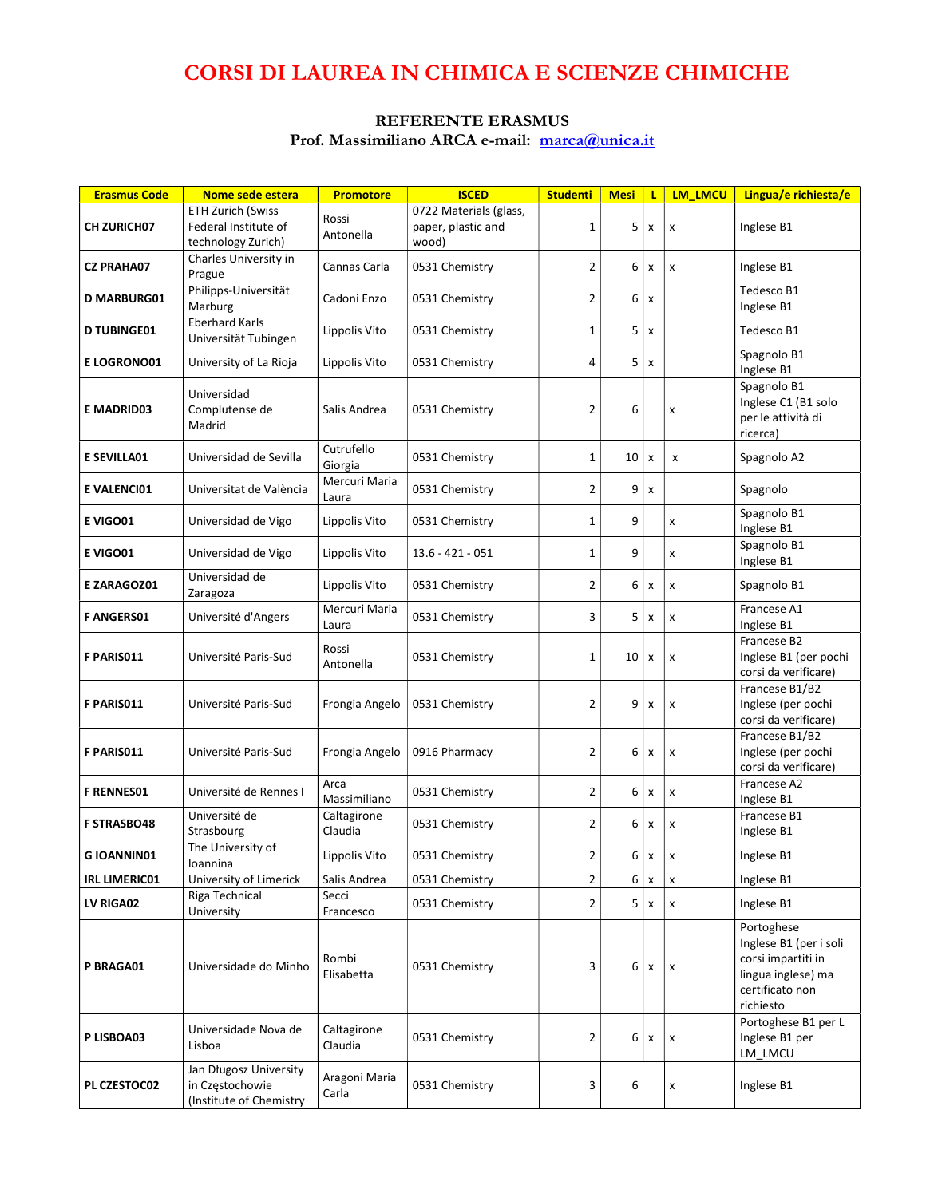# CORSI DI LAUREA IN CHIMICA E SCIENZE CHIMICHE

**REFERENTE ERASMUS**
**Prof. Massimiliano ARCA e-mail: [marca@unica.it](mailto:marca@unica.it)**

| Erasmus Code | Nome sede estera | Promotore | ISCED | Studenti | Mesi | L | LM_LMCU | Lingua/e richiesta/e |
|---|---|---|---|---|---|---|---|---|
| **CH ZURICH07** | ETH Zurich (Swiss Federal Institute of technology Zurich) | Rossi Antonella | 0722 Materials (glass, paper, plastic and wood) | 1 | 5 | x | x | Inglese B1 |
| **CZ PRAHA07** | Charles University in Prague | Cannas Carla | 0531 Chemistry | 2 | 6 | x | x | Inglese B1 |
| **D MARBURG01** | Philipps-Universität Marburg | Cadoni Enzo | 0531 Chemistry | 2 | 6 | x | | Tedesco B1<br>Inglese B1 |
| **D TUBINGE01** | Eberhard Karls Universität Tubingen | Lippolis Vito | 0531 Chemistry | 1 | 5 | x | | Tedesco B1 |
| **E LOGRONO01** | University of La Rioja | Lippolis Vito | 0531 Chemistry | 4 | 5 | x | | Spagnolo B1<br>Inglese B1 |
| **E MADRID03** | Universidad Complutense de Madrid | Salis Andrea | 0531 Chemistry | 2 | 6 | | x | Spagnolo B1<br>Inglese C1 (B1 solo per le attività di ricerca) |
| **E SEVILLA01** | Universidad de Sevilla | Cutrufello Giorgia | 0531 Chemistry | 1 | 10 | x | x | Spagnolo A2 |
| **E VALENCI01** | Universitat de València | Mercuri Maria Laura | 0531 Chemistry | 2 | 9 | x | | Spagnolo |
| **E VIGO01** | Universidad de Vigo | Lippolis Vito | 0531 Chemistry | 1 | 9 | | x | Spagnolo B1<br>Inglese B1 |
| **E VIGO01** | Universidad de Vigo | Lippolis Vito | 13.6 - 421 - 051 | 1 | 9 | | x | Spagnolo B1<br>Inglese B1 |
| **E ZARAGOZ01** | Universidad de Zaragoza | Lippolis Vito | 0531 Chemistry | 2 | 6 | x | x | Spagnolo B1 |
| **F ANGERS01** | Université d'Angers | Mercuri Maria Laura | 0531 Chemistry | 3 | 5 | x | x | Francese A1<br>Inglese B1 |
| **F PARIS011** | Université Paris-Sud | Rossi Antonella | 0531 Chemistry | 1 | 10 | x | x | Francese B2<br>Inglese B1 (per pochi corsi da verificare) |
| **F PARIS011** | Université Paris-Sud | Frongia Angelo | 0531 Chemistry | 2 | 9 | x | x | Francese B1/B2<br>Inglese (per pochi corsi da verificare) |
| **F PARIS011** | Université Paris-Sud | Frongia Angelo | 0916 Pharmacy | 2 | 6 | x | x | Francese B1/B2<br>Inglese (per pochi corsi da verificare) |
| **F RENNES01** | Université de Rennes I | Arca Massimiliano | 0531 Chemistry | 2 | 6 | x | x | Francese A2<br>Inglese B1 |
| **F STRASBO48** | Université de Strasbourg | Caltagirone Claudia | 0531 Chemistry | 2 | 6 | x | x | Francese B1<br>Inglese B1 |
| **G IOANNIN01** | The University of Ioannina | Lippolis Vito | 0531 Chemistry | 2 | 6 | x | x | Inglese B1 |
| **IRL LIMERIC01** | University of Limerick | Salis Andrea | 0531 Chemistry | 2 | 6 | x | x | Inglese B1 |
| **LV RIGA02** | Riga Technical University | Secci Francesco | 0531 Chemistry | 2 | 5 | x | x | Inglese B1 |
| **P BRAGA01** | Universidade do Minho | Rombi Elisabetta | 0531 Chemistry | 3 | 6 | x | x | Portoghese<br>Inglese B1 (per i soli corsi impartiti in lingua inglese) ma certificato non richiesto |
| **P LISBOA03** | Universidade Nova de Lisboa | Caltagirone Claudia | 0531 Chemistry | 2 | 6 | x | x | Portoghese B1 per L<br>Inglese B1 per LM_LMCU |
| **PL CZESTOC02** | Jan Długosz University in Częstochowie (Institute of Chemistry | Aragoni Maria Carla | 0531 Chemistry | 3 | 6 | | x | Inglese B1 |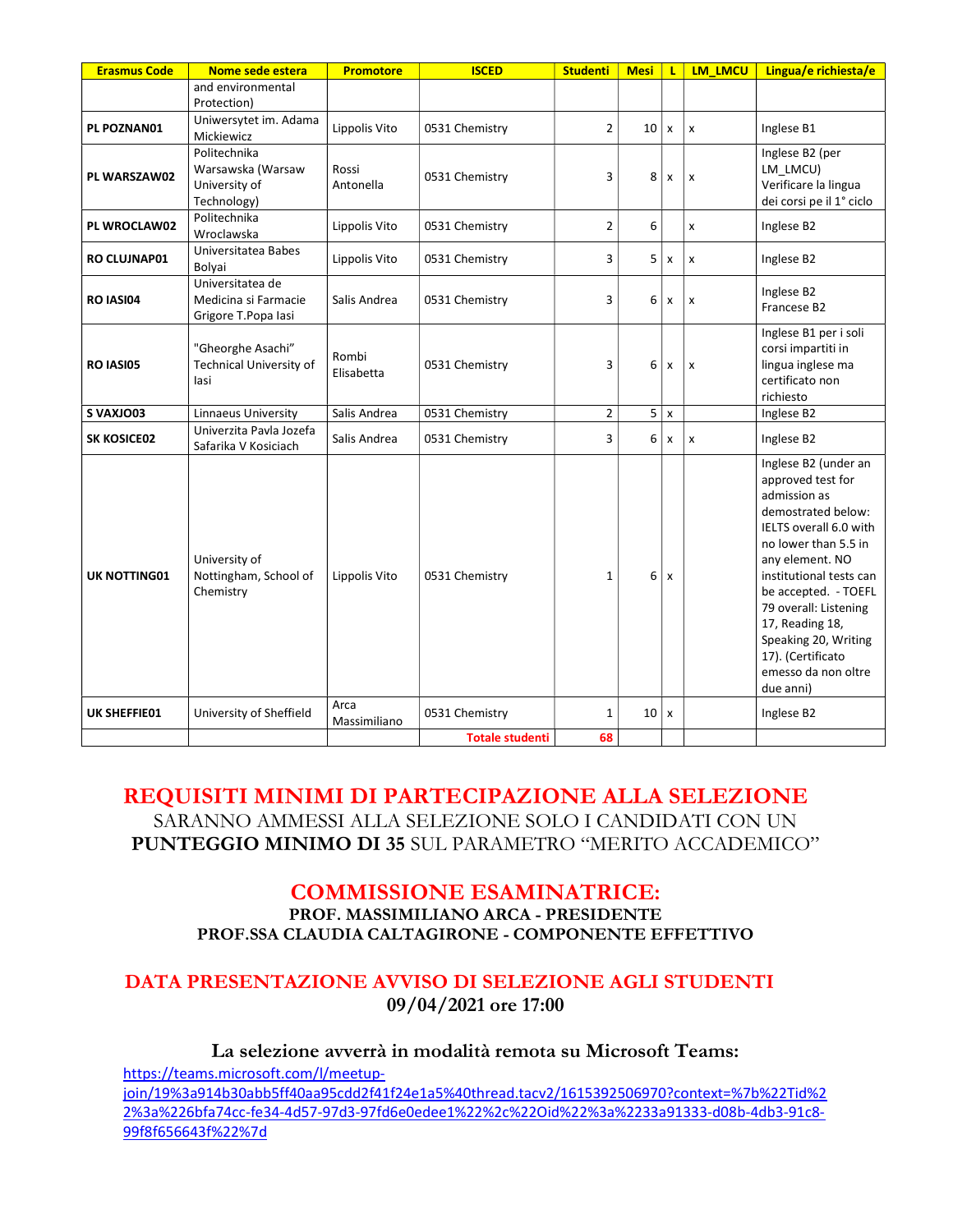| Erasmus Code | Nome sede estera | Promotore | ISCED | Studenti | Mesi | L | LM_LMCU | Lingua/e richiesta/e |
|---|---|---|---|---|---|---|---|---|
| | and environmental Protection) | | | | | | | |
| PL POZNAN01 | Uniwersytet im. Adama Mickiewicz | Lippolis Vito | 0531 Chemistry | 2 | 10 | x | x | Inglese B1 |
| PL WARSZAW02 | Politechnika Warsawska (Warsaw University of Technology) | Rossi Antonella | 0531 Chemistry | 3 | 8 | x | x | Inglese B2 (per LM_LMCU) Verificare la lingua dei corsi pe il 1° ciclo |
| PL WROCLAW02 | Politechnika Wroclawska | Lippolis Vito | 0531 Chemistry | 2 | 6 | | x | Inglese B2 |
| RO CLUJNAP01 | Universitatea Babes Bolyai | Lippolis Vito | 0531 Chemistry | 3 | 5 | x | x | Inglese B2 |
| RO IASI04 | Universitatea de Medicina si Farmacie Grigore T.Popa Iasi | Salis Andrea | 0531 Chemistry | 3 | 6 | x | x | Inglese B2 Francese B2 |
| RO IASI05 | "Gheorghe Asachi" Technical University of Iasi | Rombi Elisabetta | 0531 Chemistry | 3 | 6 | x | x | Inglese B1 per i soli corsi impartiti in lingua inglese ma certificato non richiesto |
| S VAXJO03 | Linnaeus University | Salis Andrea | 0531 Chemistry | 2 | 5 | x | | Inglese B2 |
| SK KOSICE02 | Univerzita Pavla Jozefa Safarika V Kosiciach | Salis Andrea | 0531 Chemistry | 3 | 6 | x | x | Inglese B2 |
| UK NOTTING01 | University of Nottingham, School of Chemistry | Lippolis Vito | 0531 Chemistry | 1 | 6 | x | | Inglese B2 (under an approved test for admission as demostrated below: IELTS overall 6.0 with no lower than 5.5 in any element. NO institutional tests can be accepted. - TOEFL 79 overall: Listening 17, Reading 18, Speaking 20, Writing 17). (Certificato emesso da non oltre due anni) |
| UK SHEFFIE01 | University of Sheffield | Arca Massimiliano | 0531 Chemistry | 1 | 10 | x | | Inglese B2 |
| | | | **Totale studenti** | **68** | | | | |

## REQUISITI MINIMI DI PARTECIPAZIONE ALLA SELEZIONE

SARANNO AMMESSI ALLA SELEZIONE SOLO I CANDIDATI CON UN **PUNTEGGIO MINIMO DI 35** SUL PARAMETRO "MERITO ACCADEMICO"

## COMMISSIONE ESAMINATRICE:

**PROF. MASSIMILIANO ARCA - PRESIDENTE**
**PROF.SSA CLAUDIA CALTAGIRONE - COMPONENTE EFFETTIVO**

## DATA PRESENTAZIONE AVVISO DI SELEZIONE AGLI STUDENTI

**09/04/2021 ore 17:00**

**La selezione avverrà in modalità remota su Microsoft Teams:**

https://teams.microsoft.com/l/meetup-join/19%3a914b30abb5ff40aa95cdd2f41f24e1a5%40thread.tacv2/1615392506970?context=%7b%22Tid%22%3a%226bfa74cc-fe34-4d57-97d3-97fd6e0edee1%22%2c%22Oid%22%3a%2233a91333-d08b-4db3-91c8-99f8f656643f%22%7d